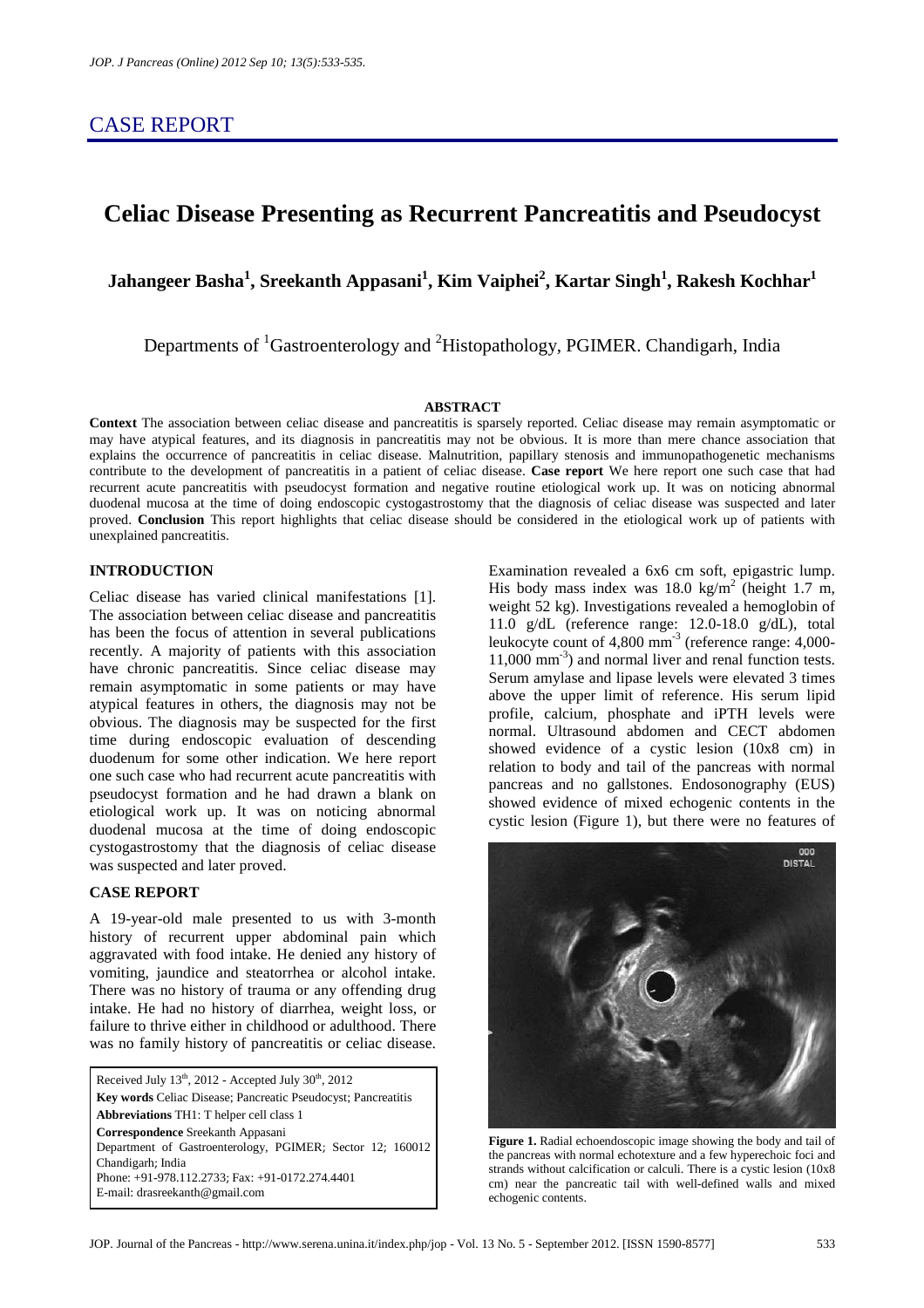## CASE REPORT

# Celiac Disease Presenting as Recurrent Pancreatitis and Pseudocyst

**Jahangeer Basha[1], Sreekanth Appasani[1], Kim Vaiphei[2], Kartar Singh[1], Rakesh Kochhar[1]**

Departments of [1]Gastroenterology and [2]Histopathology, PGIMER. Chandigarh, India

### ABSTRACT

**Context** The association between celiac disease and pancreatitis is sparsely reported. Celiac disease may remain asymptomatic or may have atypical features, and its diagnosis in pancreatitis may not be obvious. It is more than mere chance association that explains the occurrence of pancreatitis in celiac disease. Malnutrition, papillary stenosis and immunopathogenetic mechanisms contribute to the development of pancreatitis in a patient of celiac disease. **Case report** We here report one such case that had recurrent acute pancreatitis with pseudocyst formation and negative routine etiological work up. It was on noticing abnormal duodenal mucosa at the time of doing endoscopic cystogastrostomy that the diagnosis of celiac disease was suspected and later proved. **Conclusion** This report highlights that celiac disease should be considered in the etiological work up of patients with unexplained pancreatitis.

### INTRODUCTION

Celiac disease has varied clinical manifestations [1]. The association between celiac disease and pancreatitis has been the focus of attention in several publications recently. A majority of patients with this association have chronic pancreatitis. Since celiac disease may remain asymptomatic in some patients or may have atypical features in others, the diagnosis may not be obvious. The diagnosis may be suspected for the first time during endoscopic evaluation of descending duodenum for some other indication. We here report one such case who had recurrent acute pancreatitis with pseudocyst formation and he had drawn a blank on etiological work up. It was on noticing abnormal duodenal mucosa at the time of doing endoscopic cystogastrostomy that the diagnosis of celiac disease was suspected and later proved.

### CASE REPORT

A 19-year-old male presented to us with 3-month history of recurrent upper abdominal pain which aggravated with food intake. He denied any history of vomiting, jaundice and steatorrhea or alcohol intake. There was no history of trauma or any offending drug intake. He had no history of diarrhea, weight loss, or failure to thrive either in childhood or adulthood. There was no family history of pancreatitis or celiac disease.

Received July 13th, 2012 - Accepted July 30th, 2012
**Key words** Celiac Disease; Pancreatic Pseudocyst; Pancreatitis
**Abbreviations** TH1: T helper cell class 1
**Correspondence** Sreekanth Appasani
Department of Gastroenterology, PGIMER; Sector 12; 160012 Chandigarh; India
Phone: +91-978.112.2733; Fax: +91-0172.274.4401
E-mail: drasreekanth@gmail.com

Examination revealed a 6x6 cm soft, epigastric lump. His body mass index was 18.0 kg/m$^2$ (height 1.7 m, weight 52 kg). Investigations revealed a hemoglobin of 11.0 g/dL (reference range: 12.0-18.0 g/dL), total leukocyte count of 4,800 mm$^{-3}$ (reference range: 4,000-11,000 mm$^{-3}$) and normal liver and renal function tests. Serum amylase and lipase levels were elevated 3 times above the upper limit of reference. His serum lipid profile, calcium, phosphate and iPTH levels were normal. Ultrasound abdomen and CECT abdomen showed evidence of a cystic lesion (10x8 cm) in relation to body and tail of the pancreas with normal pancreas and no gallstones. Endosonography (EUS) showed evidence of mixed echogenic contents in the cystic lesion (Figure 1), but there were no features of

**Figure 1.** Radial echoendoscopic image showing the body and tail of the pancreas with normal echotexture and a few hyperechoic foci and strands without calcification or calculi. There is a cystic lesion (10x8 cm) near the pancreatic tail with well-defined walls and mixed echogenic contents.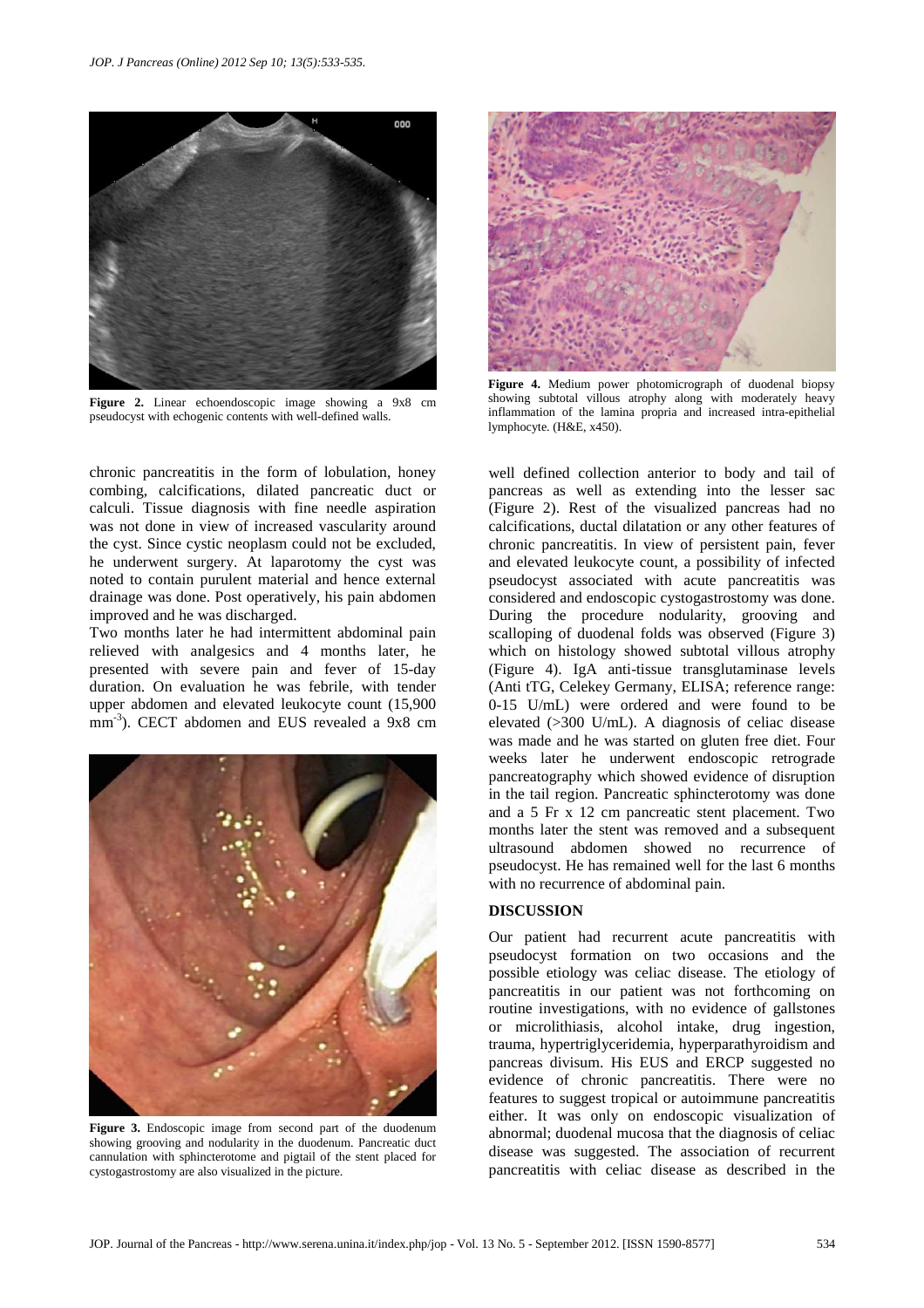**Figure 2.** Linear echoendoscopic image showing a 9x8 cm pseudocyst with echogenic contents with well-defined walls.

chronic pancreatitis in the form of lobulation, honey combing, calcifications, dilated pancreatic duct or calculi. Tissue diagnosis with fine needle aspiration was not done in view of increased vascularity around the cyst. Since cystic neoplasm could not be excluded, he underwent surgery. At laparotomy the cyst was noted to contain purulent material and hence external drainage was done. Post operatively, his pain abdomen improved and he was discharged.

Two months later he had intermittent abdominal pain relieved with analgesics and 4 months later, he presented with severe pain and fever of 15-day duration. On evaluation he was febrile, with tender upper abdomen and elevated leukocyte count (15,900 $mm^{-3}$). CECT abdomen and EUS revealed a 9x8 cm well defined collection anterior to body and tail of pancreas as well as extending into the lesser sac (Figure 2). Rest of the visualized pancreas had no calcifications, ductal dilatation or any other features of chronic pancreatitis. In view of persistent pain, fever and elevated leukocyte count, a possibility of infected pseudocyst associated with acute pancreatitis was considered and endoscopic cystogastrostomy was done. During the procedure nodularity, grooving and scalloping of duodenal folds was observed (Figure 3) which on histology showed subtotal villous atrophy (Figure 4). IgA anti-tissue transglutaminase levels (Anti tTG, Celekey Germany, ELISA; reference range: 0-15 U/mL) were ordered and were found to be elevated (>300 U/mL). A diagnosis of celiac disease was made and he was started on gluten free diet. Four weeks later he underwent endoscopic retrograde pancreatography which showed evidence of disruption in the tail region. Pancreatic sphincterotomy was done and a 5 Fr x 12 cm pancreatic stent placement. Two months later the stent was removed and a subsequent ultrasound abdomen showed no recurrence of pseudocyst. He has remained well for the last 6 months with no recurrence of abdominal pain.

**Figure 3.** Endoscopic image from second part of the duodenum showing grooving and nodularity in the duodenum. Pancreatic duct cannulation with sphincterotome and pigtail of the stent placed for cystogastrostomy are also visualized in the picture.

**Figure 4.** Medium power photomicrograph of duodenal biopsy showing subtotal villous atrophy along with moderately heavy inflammation of the lamina propria and increased intra-epithelial lymphocyte. (H&E, x450).

## DISCUSSION

Our patient had recurrent acute pancreatitis with pseudocyst formation on two occasions and the possible etiology was celiac disease. The etiology of pancreatitis in our patient was not forthcoming on routine investigations, with no evidence of gallstones or microlithiasis, alcohol intake, drug ingestion, trauma, hypertriglyceridemia, hyperparathyroidism and pancreas divisum. His EUS and ERCP suggested no evidence of chronic pancreatitis. There were no features to suggest tropical or autoimmune pancreatitis either. It was only on endoscopic visualization of abnormal; duodenal mucosa that the diagnosis of celiac disease was suggested. The association of recurrent pancreatitis with celiac disease as described in the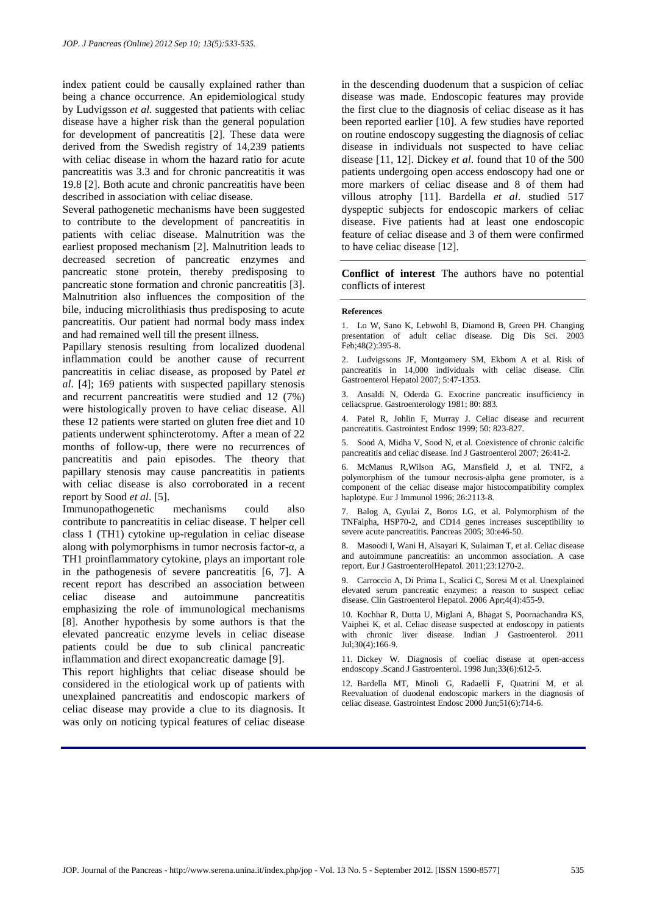index patient could be causally explained rather than being a chance occurrence. An epidemiological study by Ludvigsson *et al*. suggested that patients with celiac disease have a higher risk than the general population for development of pancreatitis [2]. These data were derived from the Swedish registry of 14,239 patients with celiac disease in whom the hazard ratio for acute pancreatitis was 3.3 and for chronic pancreatitis it was 19.8 [2]. Both acute and chronic pancreatitis have been described in association with celiac disease.

Several pathogenetic mechanisms have been suggested to contribute to the development of pancreatitis in patients with celiac disease. Malnutrition was the earliest proposed mechanism [2]. Malnutrition leads to decreased secretion of pancreatic enzymes and pancreatic stone protein, thereby predisposing to pancreatic stone formation and chronic pancreatitis [3]. Malnutrition also influences the composition of the bile, inducing microlithiasis thus predisposing to acute pancreatitis. Our patient had normal body mass index and had remained well till the present illness.

Papillary stenosis resulting from localized duodenal inflammation could be another cause of recurrent pancreatitis in celiac disease, as proposed by Patel *et al*. [4]; 169 patients with suspected papillary stenosis and recurrent pancreatitis were studied and 12 (7%) were histologically proven to have celiac disease. All these 12 patients were started on gluten free diet and 10 patients underwent sphincterotomy. After a mean of 22 months of follow-up, there were no recurrences of pancreatitis and pain episodes. The theory that papillary stenosis may cause pancreatitis in patients with celiac disease is also corroborated in a recent report by Sood *et al*. [5].

Immunopathogenetic mechanisms could also contribute to pancreatitis in celiac disease. T helper cell class 1 (TH1) cytokine up-regulation in celiac disease along with polymorphisms in tumor necrosis factor-α, a TH1 proinflammatory cytokine, plays an important role in the pathogenesis of severe pancreatitis [6, 7]. A recent report has described an association between celiac disease and autoimmune pancreatitis emphasizing the role of immunological mechanisms [8]. Another hypothesis by some authors is that the elevated pancreatic enzyme levels in celiac disease patients could be due to sub clinical pancreatic inflammation and direct exopancreatic damage [9].

This report highlights that celiac disease should be considered in the etiological work up of patients with unexplained pancreatitis and endoscopic markers of celiac disease may provide a clue to its diagnosis. It was only on noticing typical features of celiac disease in the descending duodenum that a suspicion of celiac disease was made. Endoscopic features may provide the first clue to the diagnosis of celiac disease as it has been reported earlier [10]. A few studies have reported on routine endoscopy suggesting the diagnosis of celiac disease in individuals not suspected to have celiac disease [11, 12]. Dickey *et al*. found that 10 of the 500 patients undergoing open access endoscopy had one or more markers of celiac disease and 8 of them had villous atrophy [11]. Bardella *et al*. studied 517 dyspeptic subjects for endoscopic markers of celiac disease. Five patients had at least one endoscopic feature of celiac disease and 3 of them were confirmed to have celiac disease [12].

**Conflict of interest** The authors have no potential conflicts of interest

#### References

1. Lo W, Sano K, Lebwohl B, Diamond B, Green PH. Changing presentation of adult celiac disease. Dig Dis Sci. 2003 Feb;48(2):395-8.
2. Ludvigssons JF, Montgomery SM, Ekbom A et al. Risk of pancreatitis in 14,000 individuals with celiac disease. Clin Gastroenterol Hepatol 2007; 5:47-1353.
3. Ansaldi N, Oderda G. Exocrine pancreatic insufficiency in celiacsprue. Gastroenterology 1981; 80: 883.
4. Patel R, Johlin F, Murray J. Celiac disease and recurrent pancreatitis. Gastrointest Endosc 1999; 50: 823-827.
5. Sood A, Midha V, Sood N, et al. Coexistence of chronic calcific pancreatitis and celiac disease. Ind J Gastroenterol 2007; 26:41-2.
6. McManus R,Wilson AG, Mansfield J, et al. TNF2, a polymorphism of the tumour necrosis-alpha gene promoter, is a component of the celiac disease major histocompatibility complex haplotype. Eur J Immunol 1996; 26:2113-8.
7. Balog A, Gyulai Z, Boros LG, et al. Polymorphism of the TNFalpha, HSP70-2, and CD14 genes increases susceptibility to severe acute pancreatitis. Pancreas 2005; 30:e46-50.
8. Masoodi I, Wani H, Alsayari K, Sulaiman T, et al. Celiac disease and autoimmune pancreatitis: an uncommon association. A case report. Eur J GastroenterolHepatol. 2011;23:1270-2.
9. Carroccio A, Di Prima L, Scalici C, Soresi M et al. Unexplained elevated serum pancreatic enzymes: a reason to suspect celiac disease. Clin Gastroenterol Hepatol. 2006 Apr;4(4):455-9.
10. Kochhar R, Dutta U, Miglani A, Bhagat S, Poornachandra KS, Vaiphei K, et al. Celiac disease suspected at endoscopy in patients with chronic liver disease. Indian J Gastroenterol. 2011 Jul;30(4):166-9.
11. Dickey W. Diagnosis of coeliac disease at open-access endoscopy .Scand J Gastroenterol. 1998 Jun;33(6):612-5.
12. Bardella MT, Minoli G, Radaelli F, Quatrini M, et al. Reevaluation of duodenal endoscopic markers in the diagnosis of celiac disease. Gastrointest Endosc 2000 Jun;51(6):714-6.